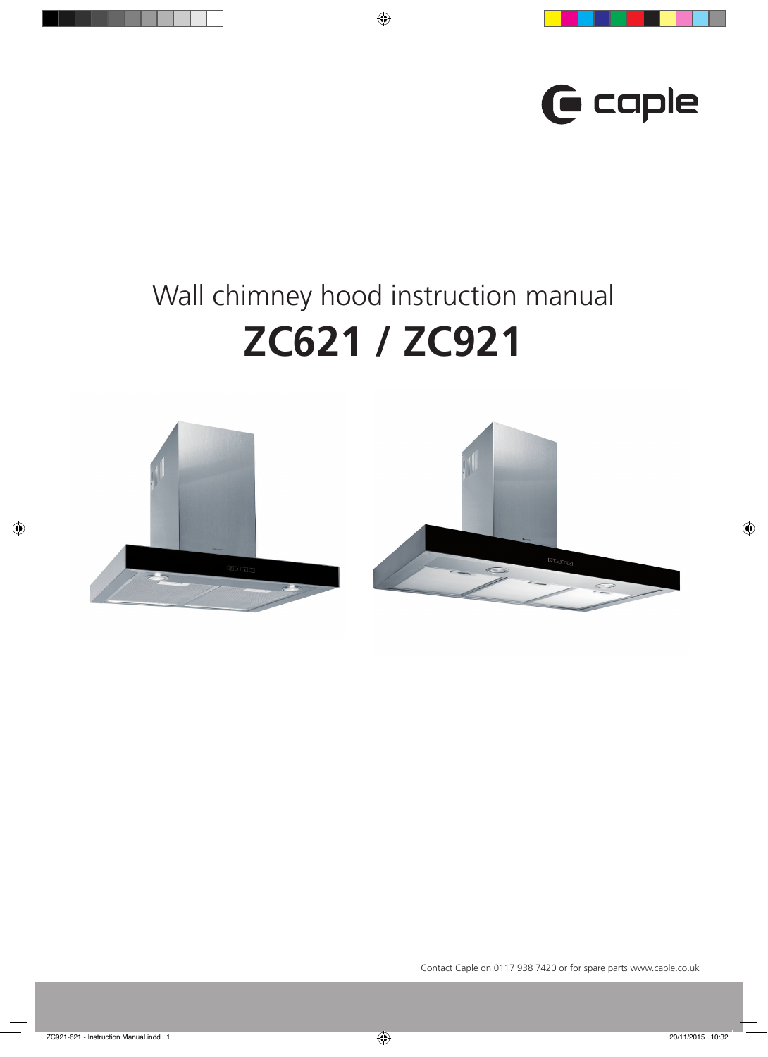caple

# Wall chimney hood instruction manual

# ZC621 / ZC921

Contact Caple on 0117 938 7420 or for spare parts www.caple.co.uk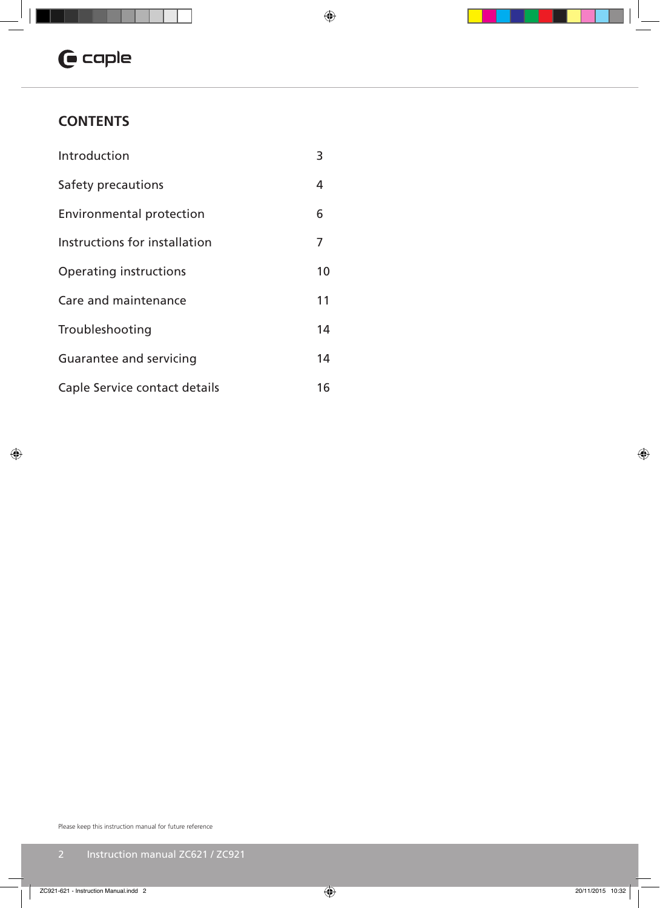## CONTENTS

| | |
|---|---|
| Introduction | 3 |
| Safety precautions | 4 |
| Environmental protection | 6 |
| Instructions for installation | 7 |
| Operating instructions | 10 |
| Care and maintenance | 11 |
| Troubleshooting | 14 |
| Guarantee and servicing | 14 |
| Caple Service contact details | 16 |

Please keep this instruction manual for future reference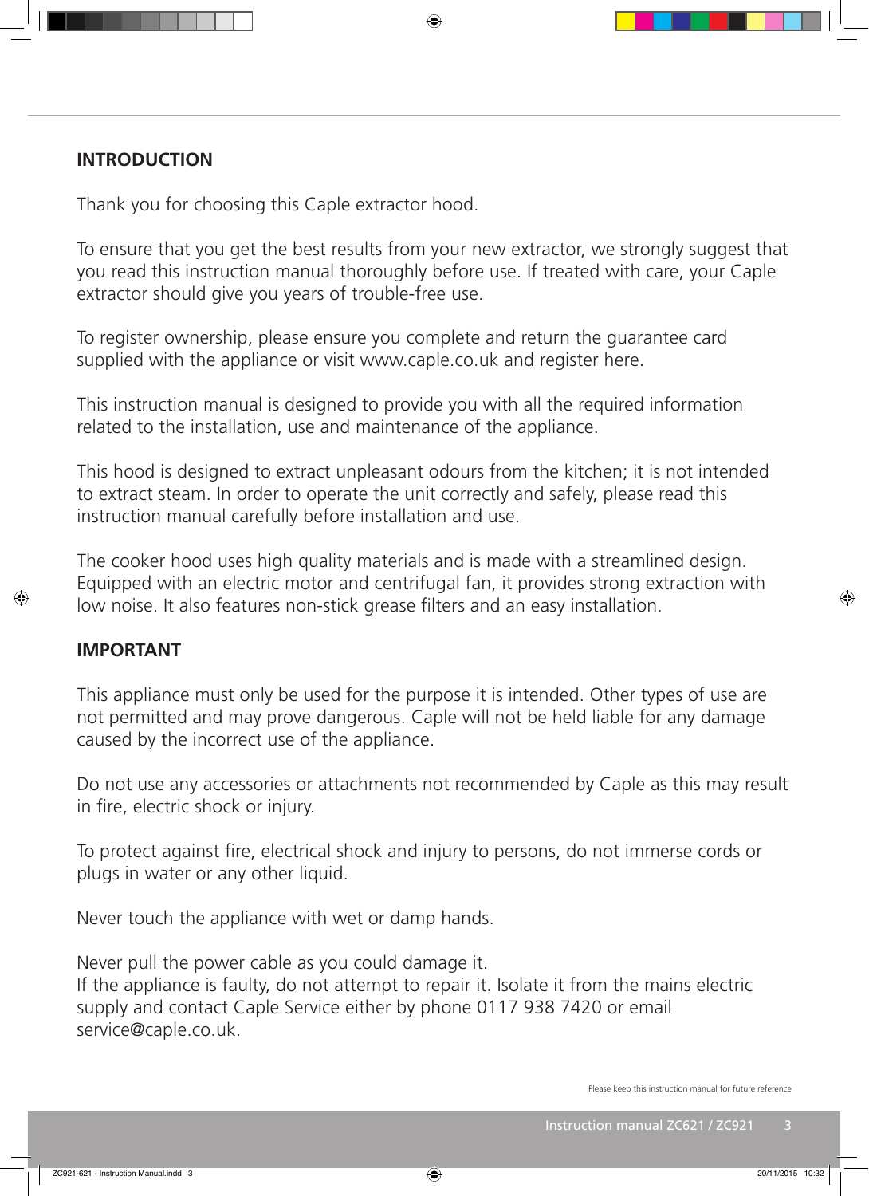## INTRODUCTION

Thank you for choosing this Caple extractor hood.

To ensure that you get the best results from your new extractor, we strongly suggest that you read this instruction manual thoroughly before use. If treated with care, your Caple extractor should give you years of trouble-free use.

To register ownership, please ensure you complete and return the guarantee card supplied with the appliance or visit www.caple.co.uk and register here.

This instruction manual is designed to provide you with all the required information related to the installation, use and maintenance of the appliance.

This hood is designed to extract unpleasant odours from the kitchen; it is not intended to extract steam. In order to operate the unit correctly and safely, please read this instruction manual carefully before installation and use.

The cooker hood uses high quality materials and is made with a streamlined design. Equipped with an electric motor and centrifugal fan, it provides strong extraction with low noise. It also features non-stick grease filters and an easy installation.

## IMPORTANT

This appliance must only be used for the purpose it is intended. Other types of use are not permitted and may prove dangerous. Caple will not be held liable for any damage caused by the incorrect use of the appliance.

Do not use any accessories or attachments not recommended by Caple as this may result in fire, electric shock or injury.

To protect against fire, electrical shock and injury to persons, do not immerse cords or plugs in water or any other liquid.

Never touch the appliance with wet or damp hands.

Never pull the power cable as you could damage it.
If the appliance is faulty, do not attempt to repair it. Isolate it from the mains electric supply and contact Caple Service either by phone 0117 938 7420 or email service@caple.co.uk.

Please keep this instruction manual for future reference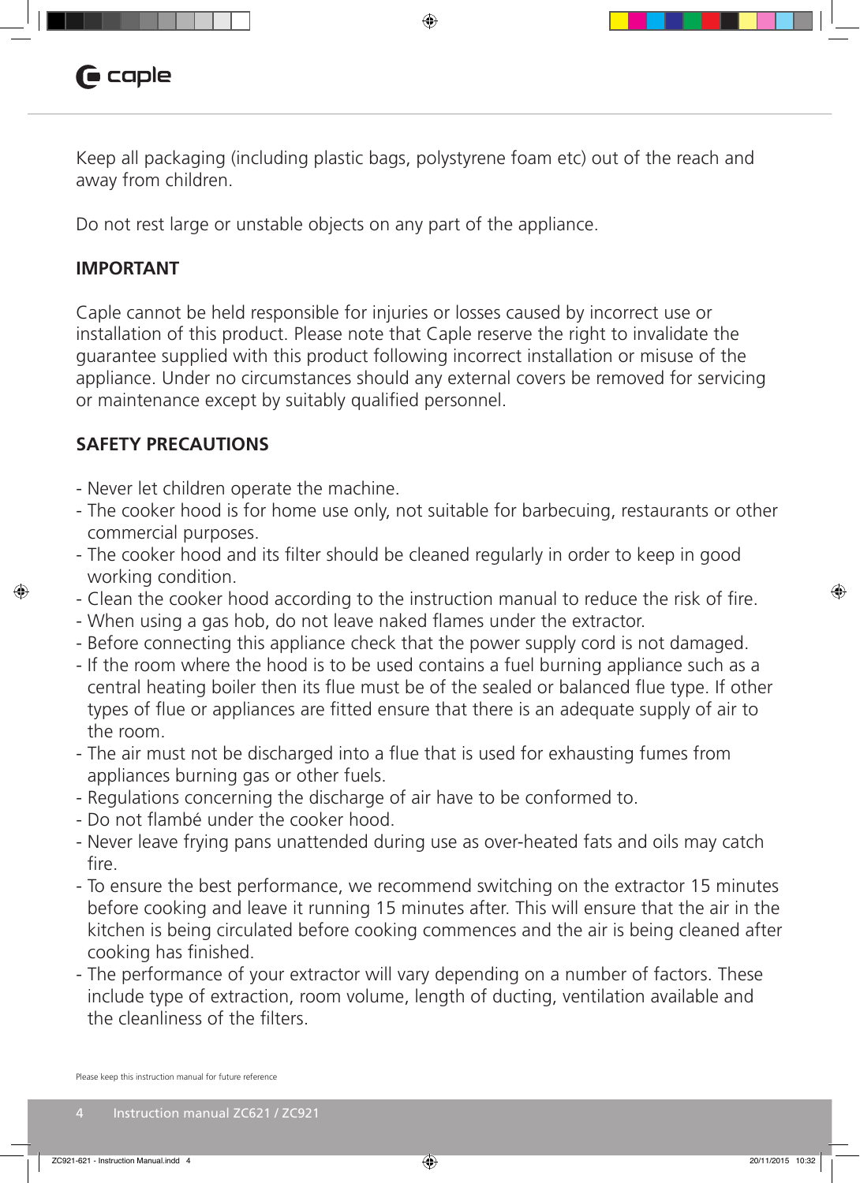Keep all packaging (including plastic bags, polystyrene foam etc) out of the reach and away from children.

Do not rest large or unstable objects on any part of the appliance.

**IMPORTANT**

Caple cannot be held responsible for injuries or losses caused by incorrect use or installation of this product. Please note that Caple reserve the right to invalidate the guarantee supplied with this product following incorrect installation or misuse of the appliance. Under no circumstances should any external covers be removed for servicing or maintenance except by suitably qualified personnel.

**SAFETY PRECAUTIONS**

- Never let children operate the machine.
- The cooker hood is for home use only, not suitable for barbecuing, restaurants or other commercial purposes.
- The cooker hood and its filter should be cleaned regularly in order to keep in good working condition.
- Clean the cooker hood according to the instruction manual to reduce the risk of fire.
- When using a gas hob, do not leave naked flames under the extractor.
- Before connecting this appliance check that the power supply cord is not damaged.
- If the room where the hood is to be used contains a fuel burning appliance such as a central heating boiler then its flue must be of the sealed or balanced flue type. If other types of flue or appliances are fitted ensure that there is an adequate supply of air to the room.
- The air must not be discharged into a flue that is used for exhausting fumes from appliances burning gas or other fuels.
- Regulations concerning the discharge of air have to be conformed to.
- Do not flambé under the cooker hood.
- Never leave frying pans unattended during use as over-heated fats and oils may catch fire.
- To ensure the best performance, we recommend switching on the extractor 15 minutes before cooking and leave it running 15 minutes after. This will ensure that the air in the kitchen is being circulated before cooking commences and the air is being cleaned after cooking has finished.
- The performance of your extractor will vary depending on a number of factors. These include type of extraction, room volume, length of ducting, ventilation available and the cleanliness of the filters.

Please keep this instruction manual for future reference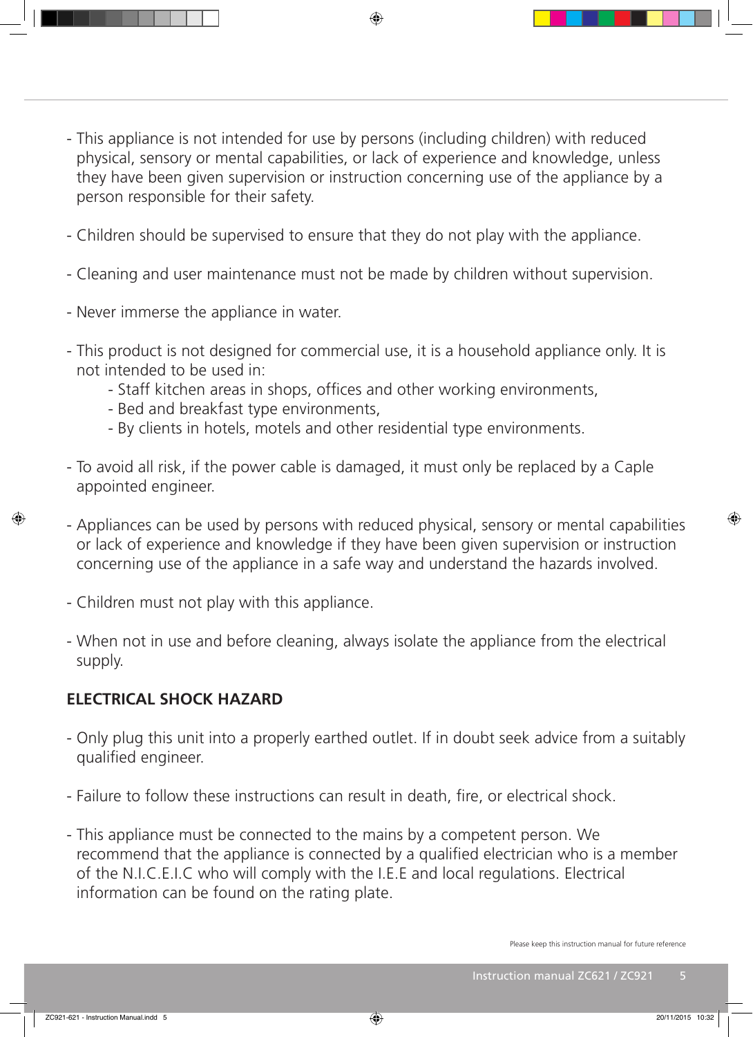- This appliance is not intended for use by persons (including children) with reduced physical, sensory or mental capabilities, or lack of experience and knowledge, unless they have been given supervision or instruction concerning use of the appliance by a person responsible for their safety.

- Children should be supervised to ensure that they do not play with the appliance.

- Cleaning and user maintenance must not be made by children without supervision.

- Never immerse the appliance in water.

- This product is not designed for commercial use, it is a household appliance only. It is not intended to be used in:
    - Staff kitchen areas in shops, offices and other working environments,
    - Bed and breakfast type environments,
    - By clients in hotels, motels and other residential type environments.

- To avoid all risk, if the power cable is damaged, it must only be replaced by a Caple appointed engineer.

- Appliances can be used by persons with reduced physical, sensory or mental capabilities or lack of experience and knowledge if they have been given supervision or instruction concerning use of the appliance in a safe way and understand the hazards involved.

- Children must not play with this appliance.

- When not in use and before cleaning, always isolate the appliance from the electrical supply.

**ELECTRICAL SHOCK HAZARD**

- Only plug this unit into a properly earthed outlet. If in doubt seek advice from a suitably qualified engineer.

- Failure to follow these instructions can result in death, fire, or electrical shock.

- This appliance must be connected to the mains by a competent person. We recommend that the appliance is connected by a qualified electrician who is a member of the N.I.C.E.I.C who will comply with the I.E.E and local regulations. Electrical information can be found on the rating plate.

Please keep this instruction manual for future reference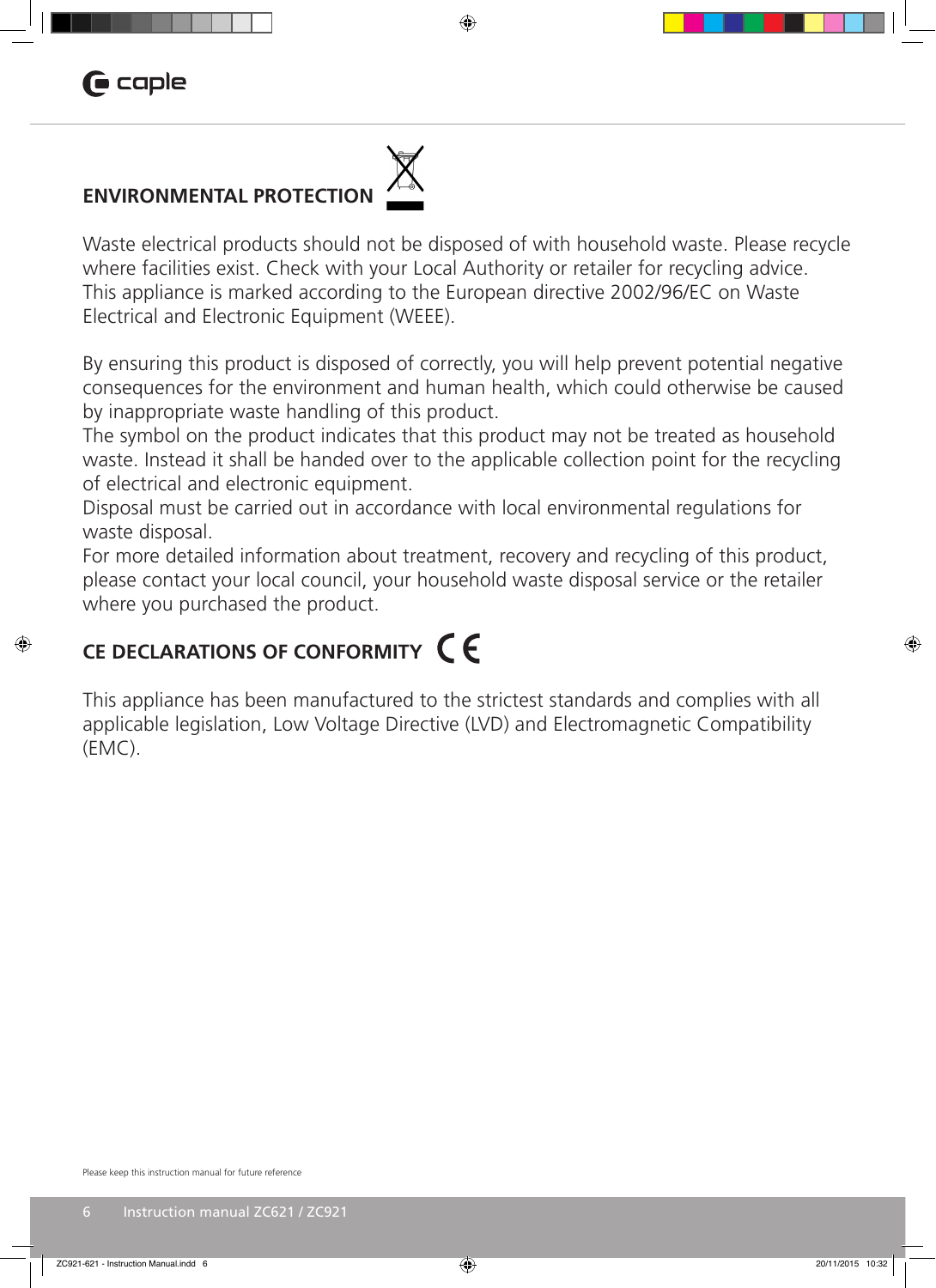## ENVIRONMENTAL PROTECTION

Waste electrical products should not be disposed of with household waste. Please recycle where facilities exist. Check with your Local Authority or retailer for recycling advice. This appliance is marked according to the European directive 2002/96/EC on Waste Electrical and Electronic Equipment (WEEE).

By ensuring this product is disposed of correctly, you will help prevent potential negative consequences for the environment and human health, which could otherwise be caused by inappropriate waste handling of this product.
The symbol on the product indicates that this product may not be treated as household waste. Instead it shall be handed over to the applicable collection point for the recycling of electrical and electronic equipment.
Disposal must be carried out in accordance with local environmental regulations for waste disposal.
For more detailed information about treatment, recovery and recycling of this product, please contact your local council, your household waste disposal service or the retailer where you purchased the product.

## CE DECLARATIONS OF CONFORMITY CE

This appliance has been manufactured to the strictest standards and complies with all applicable legislation, Low Voltage Directive (LVD) and Electromagnetic Compatibility (EMC).

Please keep this instruction manual for future reference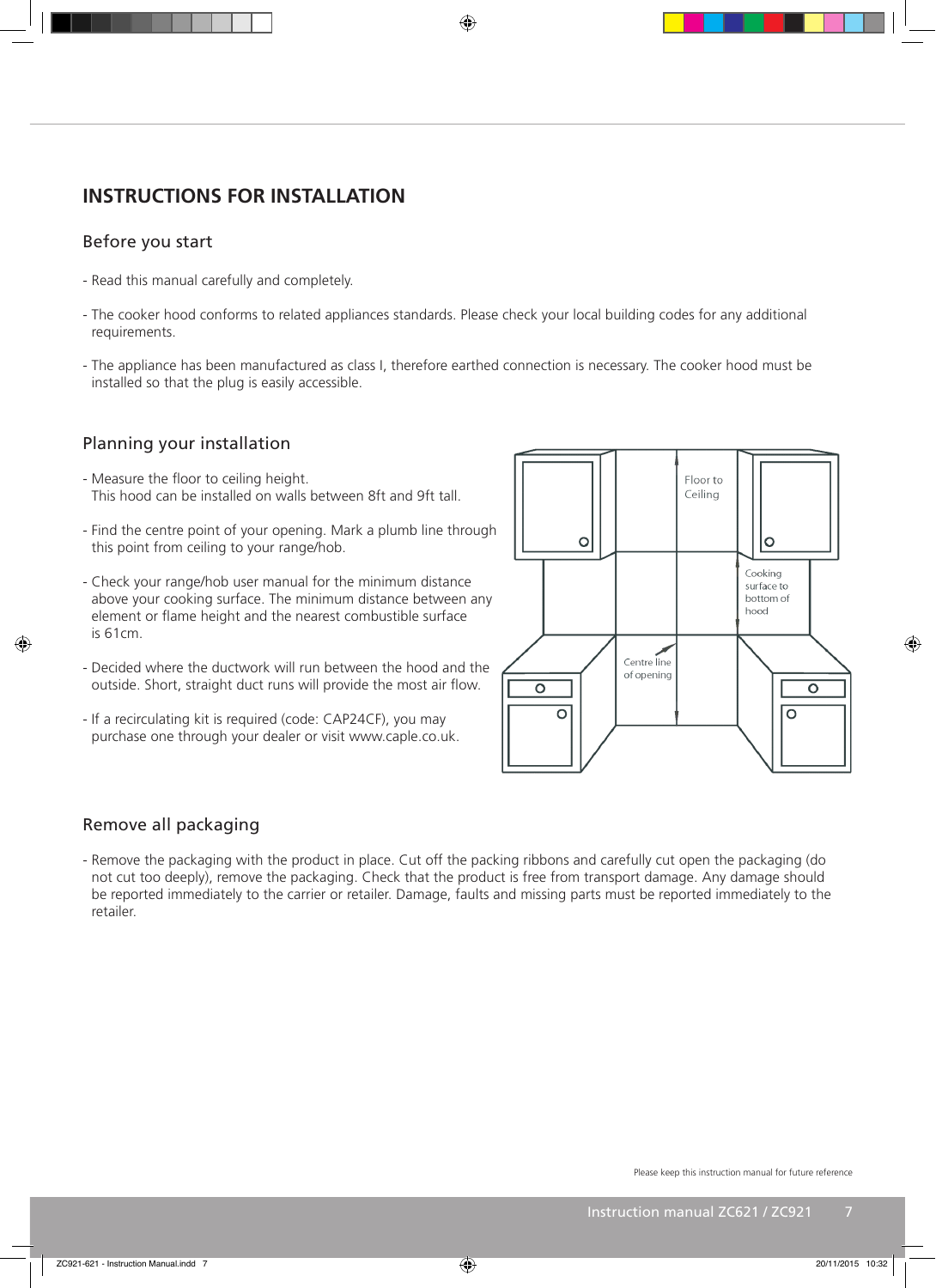## INSTRUCTIONS FOR INSTALLATION

### Before you start

- Read this manual carefully and completely.

- The cooker hood conforms to related appliances standards. Please check your local building codes for any additional requirements.

- The appliance has been manufactured as class I, therefore earthed connection is necessary. The cooker hood must be installed so that the plug is easily accessible.

### Planning your installation

- Measure the floor to ceiling height.
  This hood can be installed on walls between 8ft and 9ft tall.

- Find the centre point of your opening. Mark a plumb line through this point from ceiling to your range/hob.

- Check your range/hob user manual for the minimum distance above your cooking surface. The minimum distance between any element or flame height and the nearest combustible surface is 61cm.

- Decided where the ductwork will run between the hood and the outside. Short, straight duct runs will provide the most air flow.

- If a recirculating kit is required (code: CAP24CF), you may purchase one through your dealer or visit www.caple.co.uk.

Floor to Ceiling

Cooking surface to bottom of hood

Centre line of opening

### Remove all packaging

- Remove the packaging with the product in place. Cut off the packing ribbons and carefully cut open the packaging (do not cut too deeply), remove the packaging. Check that the product is free from transport damage. Any damage should be reported immediately to the carrier or retailer. Damage, faults and missing parts must be reported immediately to the retailer.

Please keep this instruction manual for future reference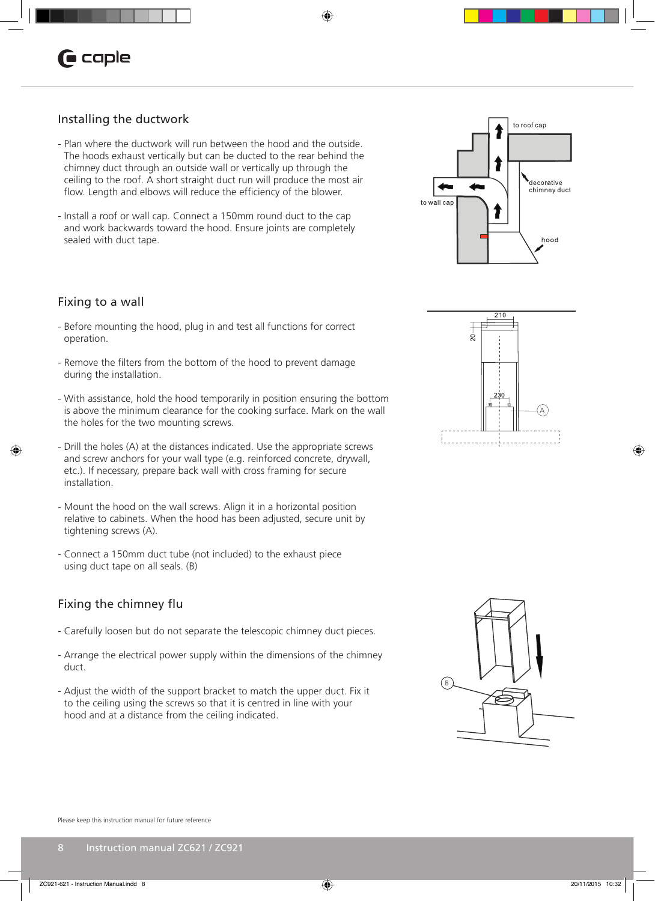## Installing the ductwork

- Plan where the ductwork will run between the hood and the outside. The hoods exhaust vertically but can be ducted to the rear behind the chimney duct through an outside wall or vertically up through the ceiling to the roof. A short straight duct run will produce the most air flow. Length and elbows will reduce the efficiency of the blower.

- Install a roof or wall cap. Connect a 150mm round duct to the cap and work backwards toward the hood. Ensure joints are completely sealed with duct tape.

## Fixing to a wall

- Before mounting the hood, plug in and test all functions for correct operation.

- Remove the filters from the bottom of the hood to prevent damage during the installation.

- With assistance, hold the hood temporarily in position ensuring the bottom is above the minimum clearance for the cooking surface. Mark on the wall the holes for the two mounting screws.

- Drill the holes (A) at the distances indicated. Use the appropriate screws and screw anchors for your wall type (e.g. reinforced concrete, drywall, etc.). If necessary, prepare back wall with cross framing for secure installation.

- Mount the hood on the wall screws. Align it in a horizontal position relative to cabinets. When the hood has been adjusted, secure unit by tightening screws (A).

- Connect a 150mm duct tube (not included) to the exhaust piece using duct tape on all seals. (B)

## Fixing the chimney flu

- Carefully loosen but do not separate the telescopic chimney duct pieces.

- Arrange the electrical power supply within the dimensions of the chimney duct.

- Adjust the width of the support bracket to match the upper duct. Fix it to the ceiling using the screws so that it is centred in line with your hood and at a distance from the ceiling indicated.

Please keep this instruction manual for future reference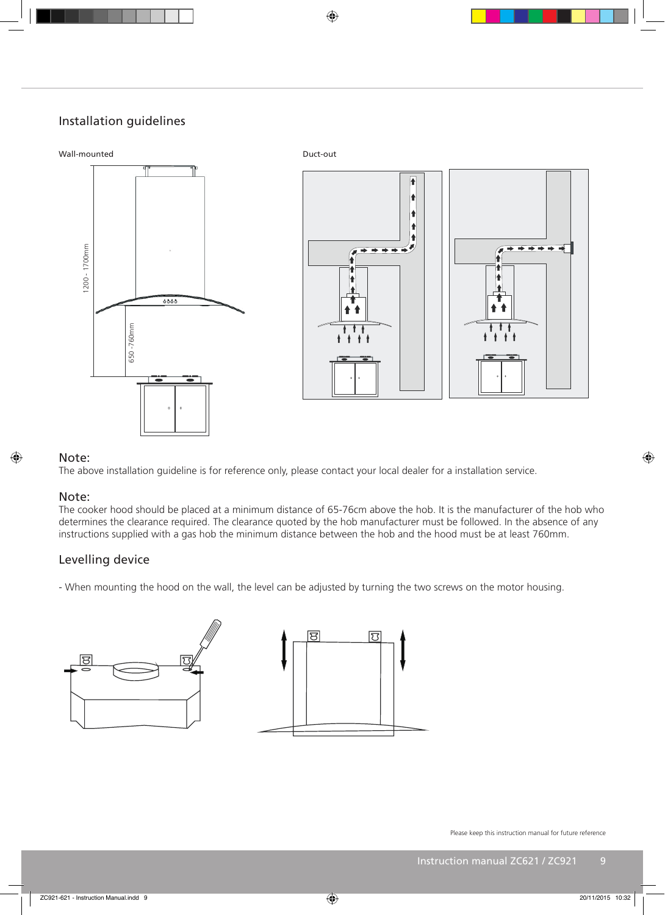## Installation guidelines

Wall-mounted

1200 - 1700mm

650 -760mm

Duct-out

### Note:

The above installation guideline is for reference only, please contact your local dealer for a installation service.

### Note:

The cooker hood should be placed at a minimum distance of 65-76cm above the hob. It is the manufacturer of the hob who determines the clearance required. The clearance quoted by the hob manufacturer must be followed. In the absence of any instructions supplied with a gas hob the minimum distance between the hob and the hood must be at least 760mm.

## Levelling device

- When mounting the hood on the wall, the level can be adjusted by turning the two screws on the motor housing.

Please keep this instruction manual for future reference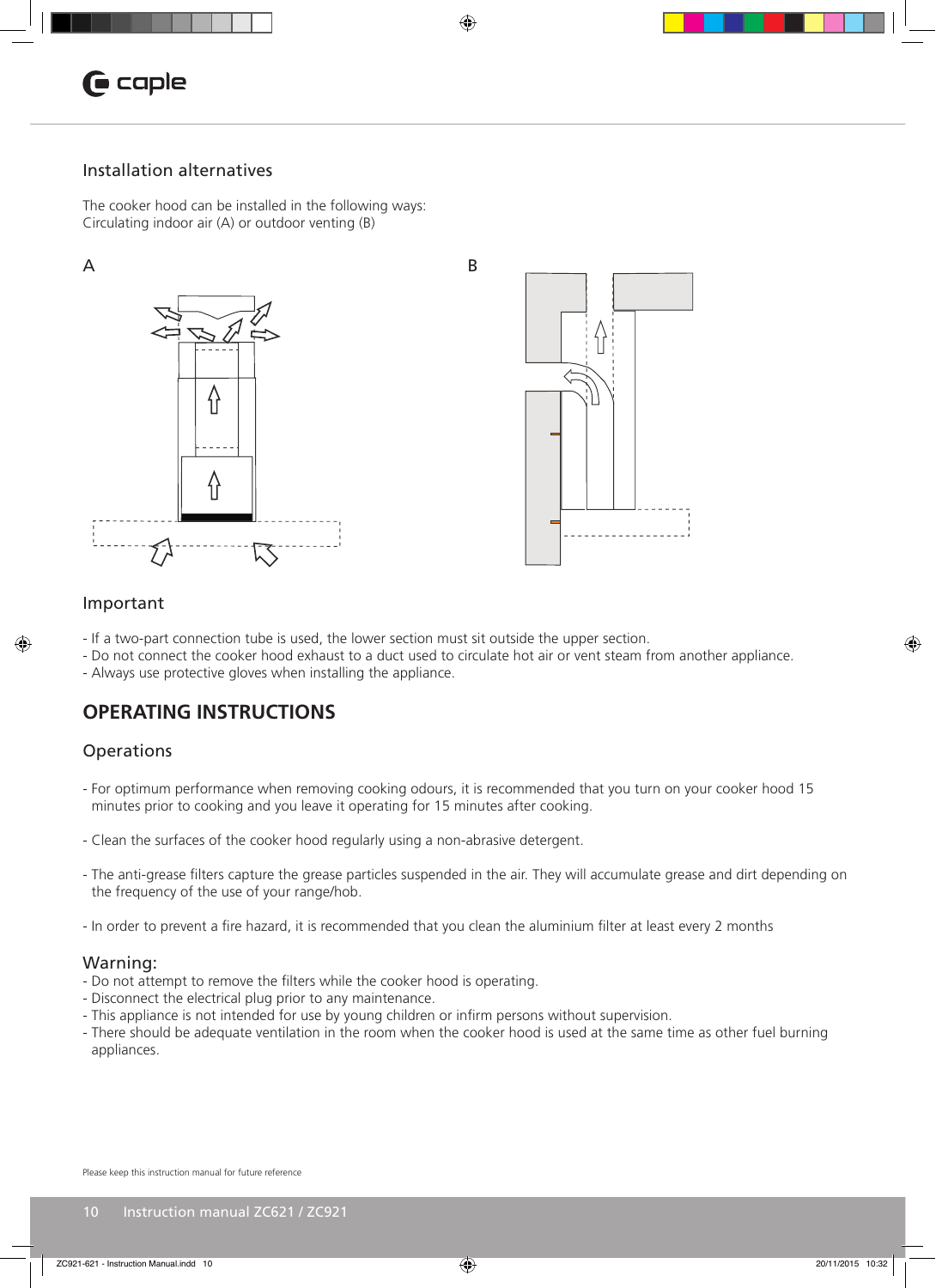## Installation alternatives

The cooker hood can be installed in the following ways:
Circulating indoor air (A) or outdoor venting (B)

A

B

## Important

- If a two-part connection tube is used, the lower section must sit outside the upper section.
- Do not connect the cooker hood exhaust to a duct used to circulate hot air or vent steam from another appliance.
- Always use protective gloves when installing the appliance.

# OPERATING INSTRUCTIONS

## Operations

- For optimum performance when removing cooking odours, it is recommended that you turn on your cooker hood 15 minutes prior to cooking and you leave it operating for 15 minutes after cooking.

- Clean the surfaces of the cooker hood regularly using a non-abrasive detergent.

- The anti-grease filters capture the grease particles suspended in the air. They will accumulate grease and dirt depending on the frequency of the use of your range/hob.

- In order to prevent a fire hazard, it is recommended that you clean the aluminium filter at least every 2 months

## Warning:

- Do not attempt to remove the filters while the cooker hood is operating.
- Disconnect the electrical plug prior to any maintenance.
- This appliance is not intended for use by young children or infirm persons without supervision.
- There should be adequate ventilation in the room when the cooker hood is used at the same time as other fuel burning appliances.

Please keep this instruction manual for future reference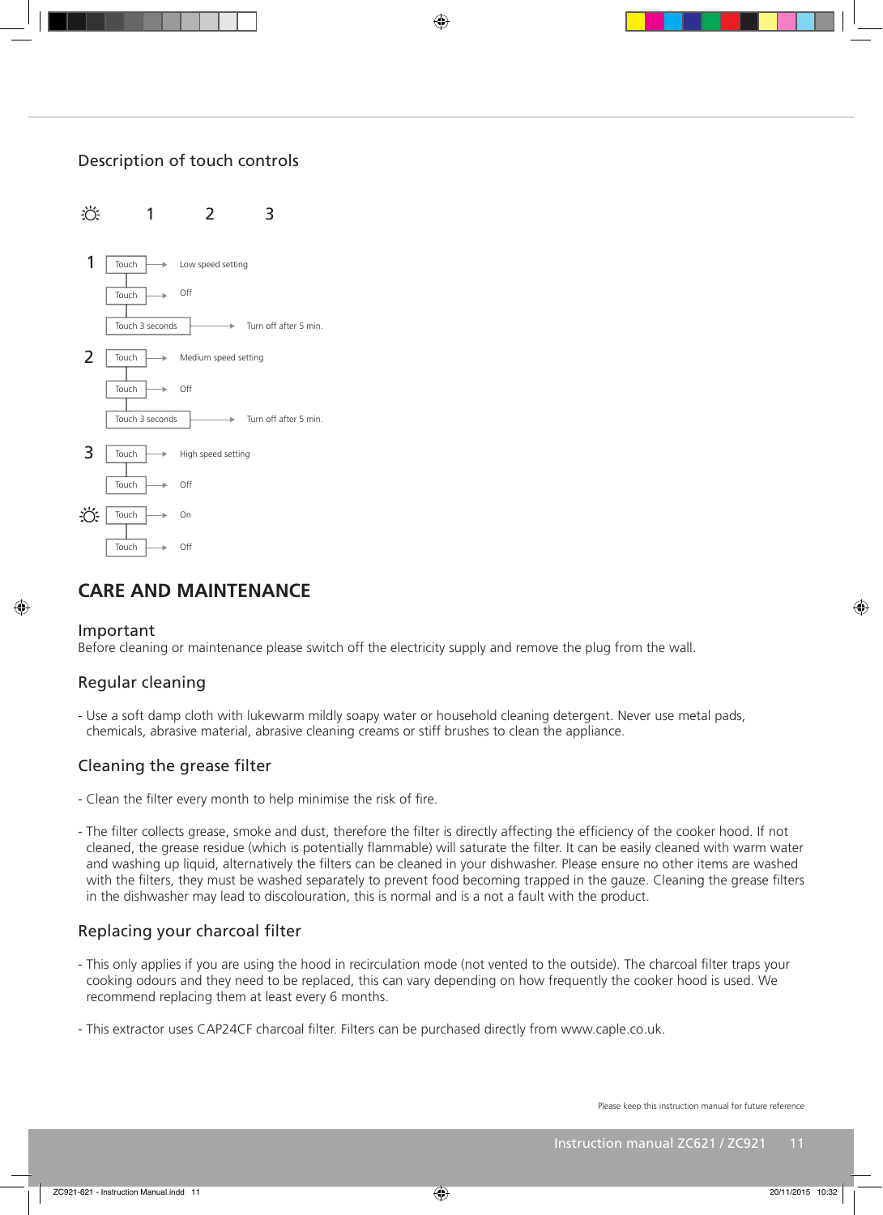## Description of touch controls

☼ 1 2 3

**1**
- Touch → Low speed setting
- Touch → Off
- Touch 3 seconds → Turn off after 5 min.

**2**
- Touch → Medium speed setting
- Touch → Off
- Touch 3 seconds → Turn off after 5 min.

**3**
- Touch → High speed setting
- Touch → Off

**☼**
- Touch → On
- Touch → Off

# CARE AND MAINTENANCE

## Important

Before cleaning or maintenance please switch off the electricity supply and remove the plug from the wall.

## Regular cleaning

- Use a soft damp cloth with lukewarm mildly soapy water or household cleaning detergent. Never use metal pads, chemicals, abrasive material, abrasive cleaning creams or stiff brushes to clean the appliance.

## Cleaning the grease filter

- Clean the filter every month to help minimise the risk of fire.

- The filter collects grease, smoke and dust, therefore the filter is directly affecting the efficiency of the cooker hood. If not cleaned, the grease residue (which is potentially flammable) will saturate the filter. It can be easily cleaned with warm water and washing up liquid, alternatively the filters can be cleaned in your dishwasher. Please ensure no other items are washed with the filters, they must be washed separately to prevent food becoming trapped in the gauze. Cleaning the grease filters in the dishwasher may lead to discolouration, this is normal and is a not a fault with the product.

## Replacing your charcoal filter

- This only applies if you are using the hood in recirculation mode (not vented to the outside). The charcoal filter traps your cooking odours and they need to be replaced, this can vary depending on how frequently the cooker hood is used. We recommend replacing them at least every 6 months.

- This extractor uses CAP24CF charcoal filter. Filters can be purchased directly from www.caple.co.uk.

Please keep this instruction manual for future reference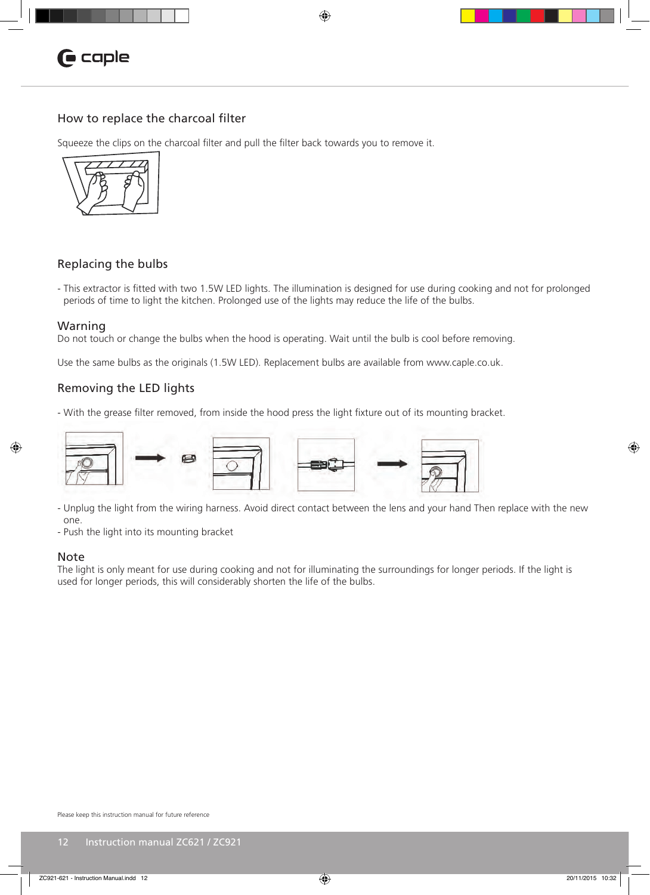## How to replace the charcoal filter

Squeeze the clips on the charcoal filter and pull the filter back towards you to remove it.

## Replacing the bulbs

- This extractor is fitted with two 1.5W LED lights. The illumination is designed for use during cooking and not for prolonged periods of time to light the kitchen. Prolonged use of the lights may reduce the life of the bulbs.

### Warning

Do not touch or change the bulbs when the hood is operating. Wait until the bulb is cool before removing.

Use the same bulbs as the originals (1.5W LED). Replacement bulbs are available from www.caple.co.uk.

## Removing the LED lights

- With the grease filter removed, from inside the hood press the light fixture out of its mounting bracket.

- Unplug the light from the wiring harness. Avoid direct contact between the lens and your hand Then replace with the new one.
- Push the light into its mounting bracket

### Note

The light is only meant for use during cooking and not for illuminating the surroundings for longer periods. If the light is used for longer periods, this will considerably shorten the life of the bulbs.

Please keep this instruction manual for future reference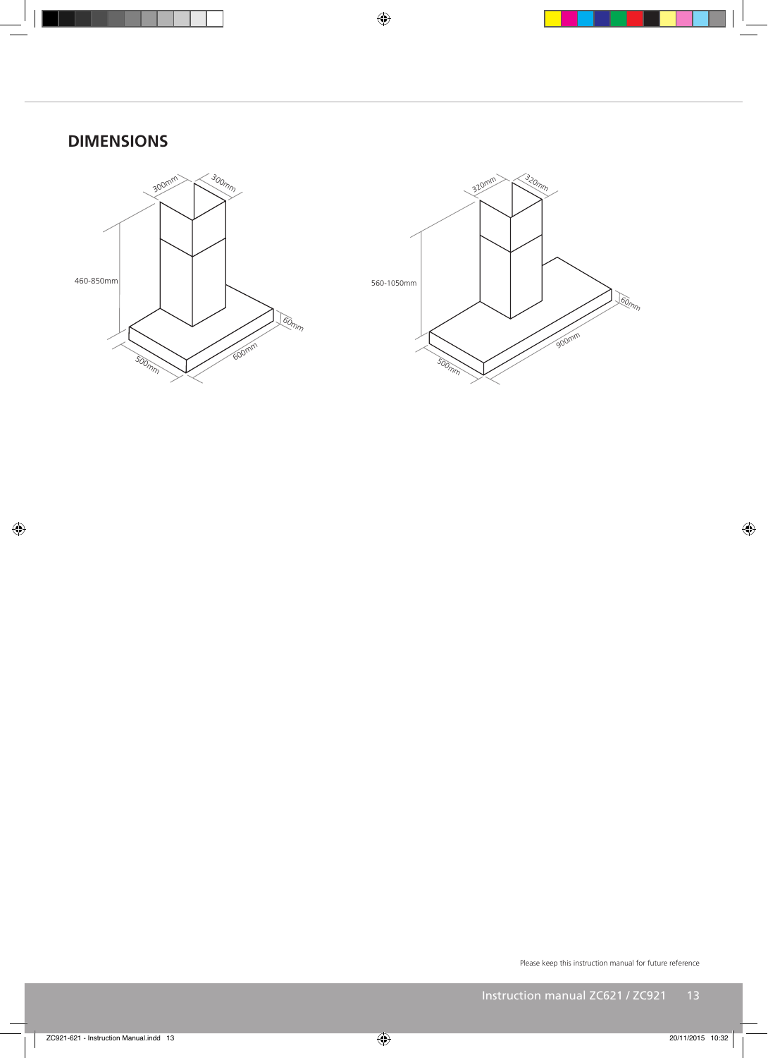## DIMENSIONS

300mm 300mm

460-850mm

60mm

500mm 600mm

320mm 320mm

560-1050mm

60mm

500mm 900mm

Please keep this instruction manual for future reference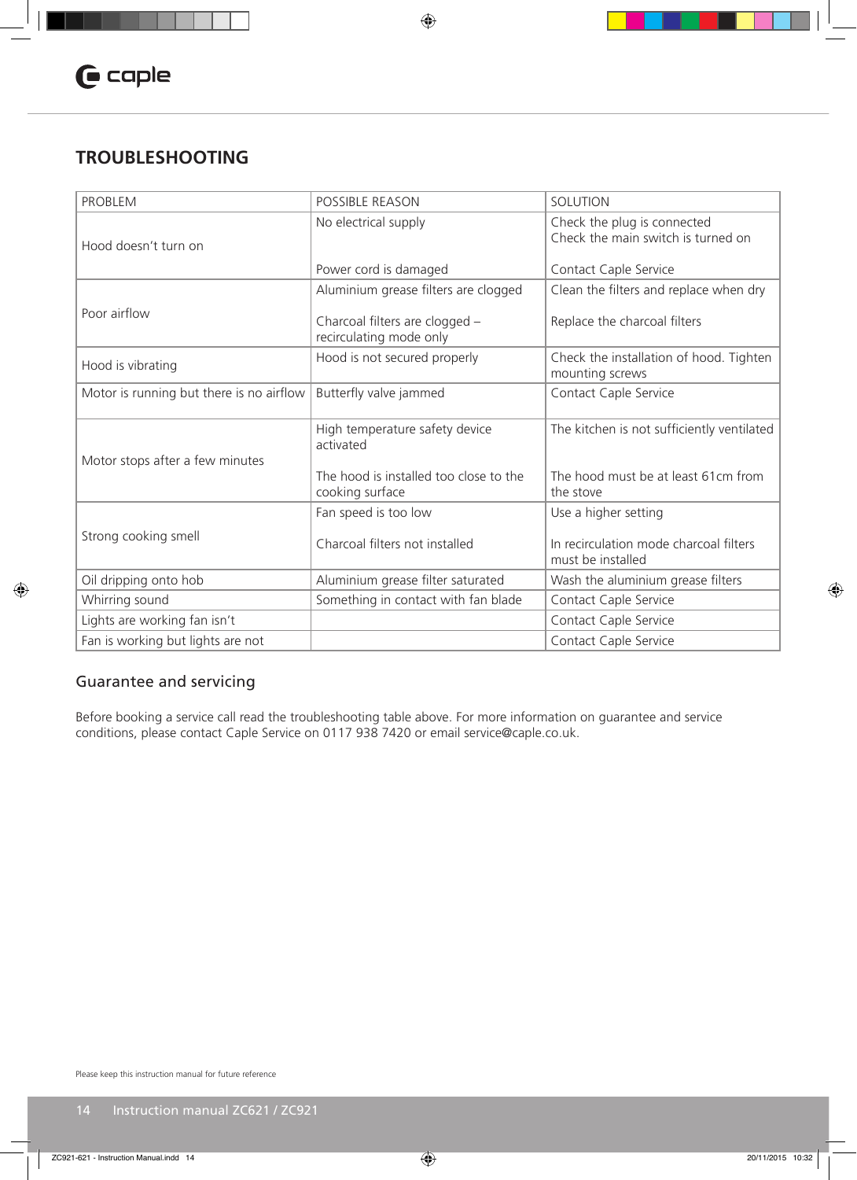## TROUBLESHOOTING

| PROBLEM | POSSIBLE REASON | SOLUTION |
|---|---|---|
| Hood doesn't turn on | No electrical supply | Check the plug is connected<br>Check the main switch is turned on |
| | Power cord is damaged | Contact Caple Service |
| Poor airflow | Aluminium grease filters are clogged | Clean the filters and replace when dry |
| | Charcoal filters are clogged – recirculating mode only | Replace the charcoal filters |
| Hood is vibrating | Hood is not secured properly | Check the installation of hood. Tighten mounting screws |
| Motor is running but there is no airflow | Butterfly valve jammed | Contact Caple Service |
| Motor stops after a few minutes | High temperature safety device activated | The kitchen is not sufficiently ventilated |
| | The hood is installed too close to the cooking surface | The hood must be at least 61cm from the stove |
| Strong cooking smell | Fan speed is too low | Use a higher setting |
| | Charcoal filters not installed | In recirculation mode charcoal filters must be installed |
| Oil dripping onto hob | Aluminium grease filter saturated | Wash the aluminium grease filters |
| Whirring sound | Something in contact with fan blade | Contact Caple Service |
| Lights are working fan isn't | | Contact Caple Service |
| Fan is working but lights are not | | Contact Caple Service |

### Guarantee and servicing

Before booking a service call read the troubleshooting table above. For more information on guarantee and service conditions, please contact Caple Service on 0117 938 7420 or email service@caple.co.uk.

Please keep this instruction manual for future reference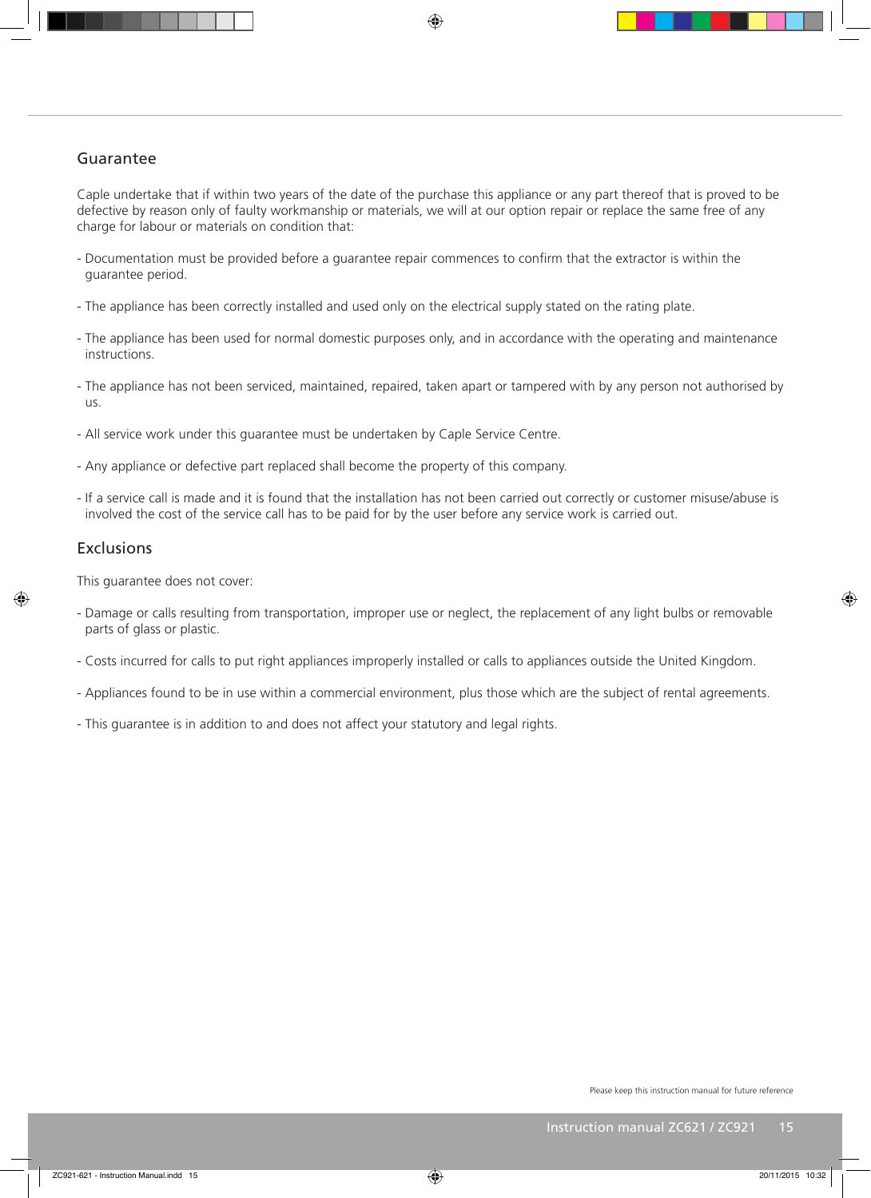## Guarantee

Caple undertake that if within two years of the date of the purchase this appliance or any part thereof that is proved to be defective by reason only of faulty workmanship or materials, we will at our option repair or replace the same free of any charge for labour or materials on condition that:

- Documentation must be provided before a guarantee repair commences to confirm that the extractor is within the guarantee period.
- The appliance has been correctly installed and used only on the electrical supply stated on the rating plate.
- The appliance has been used for normal domestic purposes only, and in accordance with the operating and maintenance instructions.
- The appliance has not been serviced, maintained, repaired, taken apart or tampered with by any person not authorised by us.
- All service work under this guarantee must be undertaken by Caple Service Centre.
- Any appliance or defective part replaced shall become the property of this company.
- If a service call is made and it is found that the installation has not been carried out correctly or customer misuse/abuse is involved the cost of the service call has to be paid for by the user before any service work is carried out.

## Exclusions

This guarantee does not cover:

- Damage or calls resulting from transportation, improper use or neglect, the replacement of any light bulbs or removable parts of glass or plastic.
- Costs incurred for calls to put right appliances improperly installed or calls to appliances outside the United Kingdom.
- Appliances found to be in use within a commercial environment, plus those which are the subject of rental agreements.
- This guarantee is in addition to and does not affect your statutory and legal rights.

Please keep this instruction manual for future reference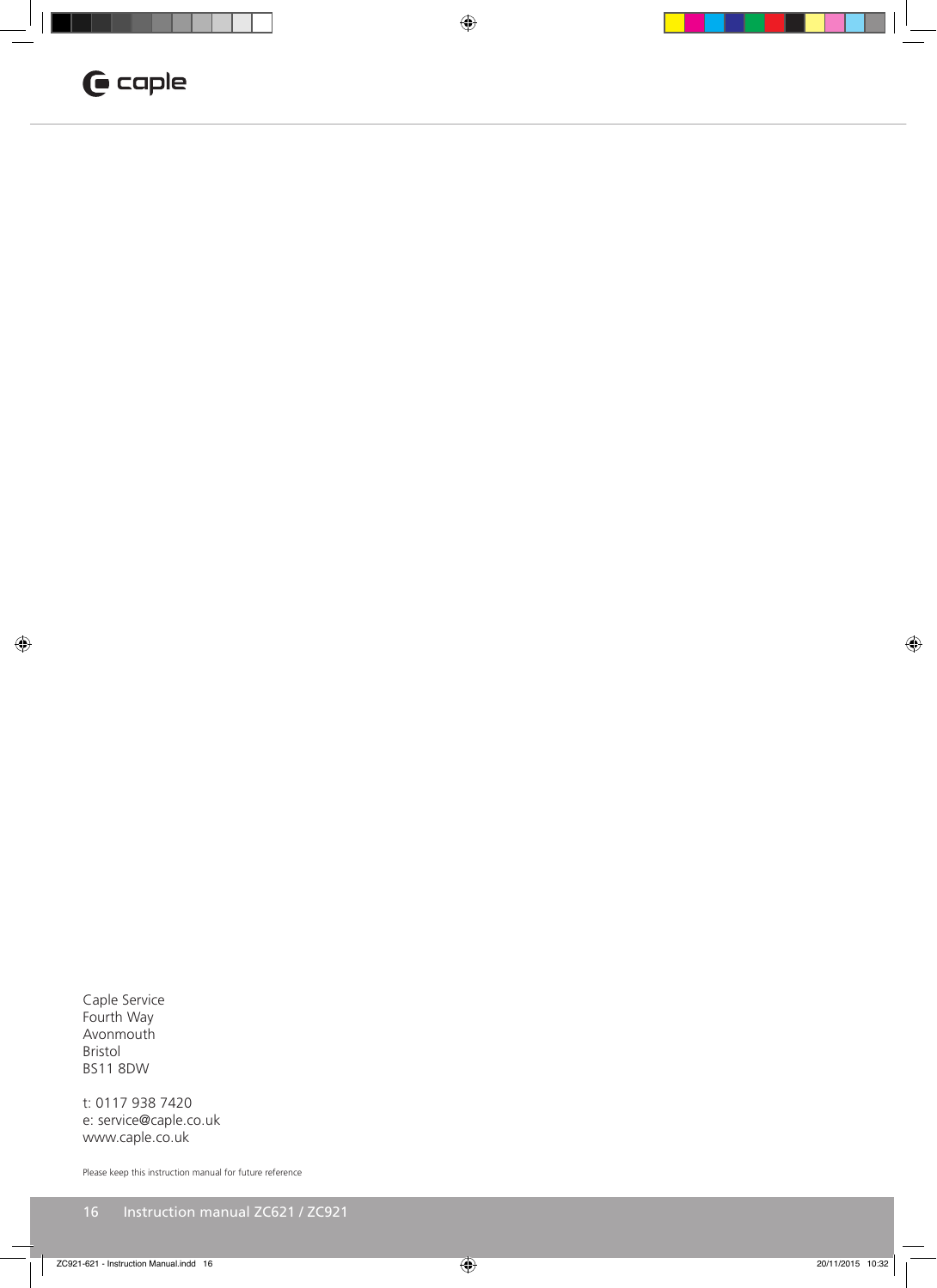Caple Service
Fourth Way
Avonmouth
Bristol
BS11 8DW

t: 0117 938 7420
e: service@caple.co.uk
www.caple.co.uk

Please keep this instruction manual for future reference